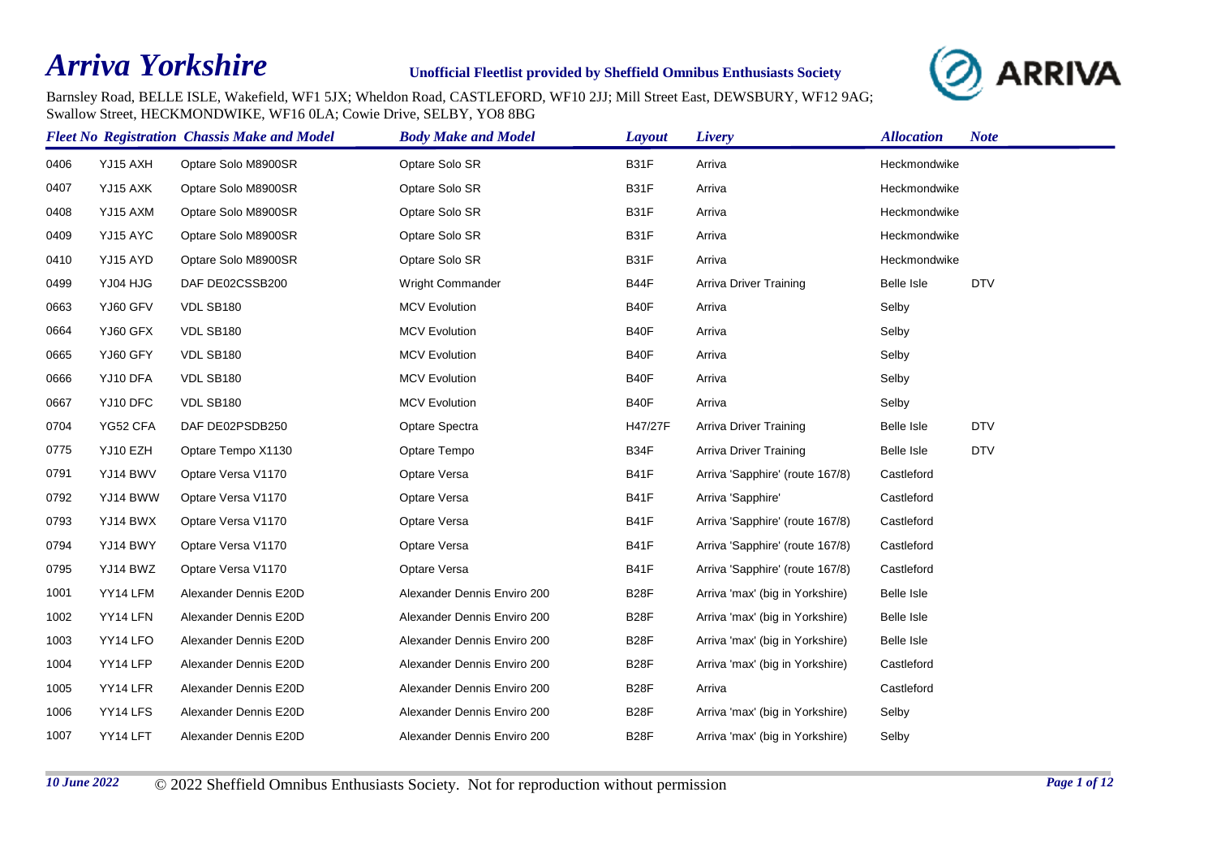# Arriva Yorkshire

**Unofficial Fleetlist provided by Sheffield Omnibus Enthusiasts Society**

Barnsley Road, BELLE ISLE, Wakefield, WF1 5JX; Wheldon Road, CASTLEFORD, WF10 2JJ; Mill Street East, DEWSBURY, WF12 9AG; Swallow Street, HECKMONDWIKE, WF16 0LA; Cowie Drive, SELBY, YO8 8BG

| Fleet No | Registration | Chassis Make and Model | Body Make and Model | Layout | Livery | Allocation | Note |
|---|---|---|---|---|---|---|---|
| 0406 | YJ15 AXH | Optare Solo M8900SR | Optare Solo SR | B31F | Arriva | Heckmondwike | |
| 0407 | YJ15 AXK | Optare Solo M8900SR | Optare Solo SR | B31F | Arriva | Heckmondwike | |
| 0408 | YJ15 AXM | Optare Solo M8900SR | Optare Solo SR | B31F | Arriva | Heckmondwike | |
| 0409 | YJ15 AYC | Optare Solo M8900SR | Optare Solo SR | B31F | Arriva | Heckmondwike | |
| 0410 | YJ15 AYD | Optare Solo M8900SR | Optare Solo SR | B31F | Arriva | Heckmondwike | |
| 0499 | YJ04 HJG | DAF DE02CSSB200 | Wright Commander | B44F | Arriva Driver Training | Belle Isle | DTV |
| 0663 | YJ60 GFV | VDL SB180 | MCV Evolution | B40F | Arriva | Selby | |
| 0664 | YJ60 GFX | VDL SB180 | MCV Evolution | B40F | Arriva | Selby | |
| 0665 | YJ60 GFY | VDL SB180 | MCV Evolution | B40F | Arriva | Selby | |
| 0666 | YJ10 DFA | VDL SB180 | MCV Evolution | B40F | Arriva | Selby | |
| 0667 | YJ10 DFC | VDL SB180 | MCV Evolution | B40F | Arriva | Selby | |
| 0704 | YG52 CFA | DAF DE02PSDB250 | Optare Spectra | H47/27F | Arriva Driver Training | Belle Isle | DTV |
| 0775 | YJ10 EZH | Optare Tempo X1130 | Optare Tempo | B34F | Arriva Driver Training | Belle Isle | DTV |
| 0791 | YJ14 BWV | Optare Versa V1170 | Optare Versa | B41F | Arriva 'Sapphire' (route 167/8) | Castleford | |
| 0792 | YJ14 BWW | Optare Versa V1170 | Optare Versa | B41F | Arriva 'Sapphire' | Castleford | |
| 0793 | YJ14 BWX | Optare Versa V1170 | Optare Versa | B41F | Arriva 'Sapphire' (route 167/8) | Castleford | |
| 0794 | YJ14 BWY | Optare Versa V1170 | Optare Versa | B41F | Arriva 'Sapphire' (route 167/8) | Castleford | |
| 0795 | YJ14 BWZ | Optare Versa V1170 | Optare Versa | B41F | Arriva 'Sapphire' (route 167/8) | Castleford | |
| 1001 | YY14 LFM | Alexander Dennis E20D | Alexander Dennis Enviro 200 | B28F | Arriva 'max' (big in Yorkshire) | Belle Isle | |
| 1002 | YY14 LFN | Alexander Dennis E20D | Alexander Dennis Enviro 200 | B28F | Arriva 'max' (big in Yorkshire) | Belle Isle | |
| 1003 | YY14 LFO | Alexander Dennis E20D | Alexander Dennis Enviro 200 | B28F | Arriva 'max' (big in Yorkshire) | Belle Isle | |
| 1004 | YY14 LFP | Alexander Dennis E20D | Alexander Dennis Enviro 200 | B28F | Arriva 'max' (big in Yorkshire) | Castleford | |
| 1005 | YY14 LFR | Alexander Dennis E20D | Alexander Dennis Enviro 200 | B28F | Arriva | Castleford | |
| 1006 | YY14 LFS | Alexander Dennis E20D | Alexander Dennis Enviro 200 | B28F | Arriva 'max' (big in Yorkshire) | Selby | |
| 1007 | YY14 LFT | Alexander Dennis E20D | Alexander Dennis Enviro 200 | B28F | Arriva 'max' (big in Yorkshire) | Selby | |

*10 June 2022* © 2022 Sheffield Omnibus Enthusiasts Society. Not for reproduction without permission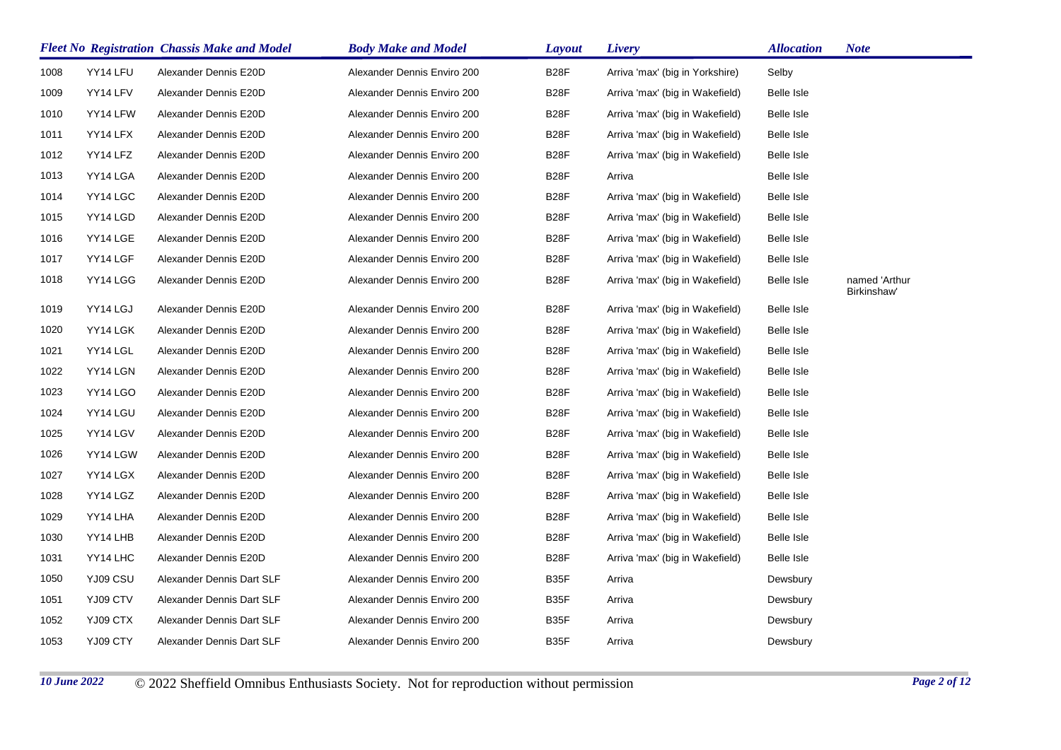| Fleet No | Registration | Chassis Make and Model | Body Make and Model | Layout | Livery | Allocation | Note |
|---|---|---|---|---|---|---|---|
| 1008 | YY14 LFU | Alexander Dennis E20D | Alexander Dennis Enviro 200 | B28F | Arriva 'max' (big in Yorkshire) | Selby | |
| 1009 | YY14 LFV | Alexander Dennis E20D | Alexander Dennis Enviro 200 | B28F | Arriva 'max' (big in Wakefield) | Belle Isle | |
| 1010 | YY14 LFW | Alexander Dennis E20D | Alexander Dennis Enviro 200 | B28F | Arriva 'max' (big in Wakefield) | Belle Isle | |
| 1011 | YY14 LFX | Alexander Dennis E20D | Alexander Dennis Enviro 200 | B28F | Arriva 'max' (big in Wakefield) | Belle Isle | |
| 1012 | YY14 LFZ | Alexander Dennis E20D | Alexander Dennis Enviro 200 | B28F | Arriva 'max' (big in Wakefield) | Belle Isle | |
| 1013 | YY14 LGA | Alexander Dennis E20D | Alexander Dennis Enviro 200 | B28F | Arriva | Belle Isle | |
| 1014 | YY14 LGC | Alexander Dennis E20D | Alexander Dennis Enviro 200 | B28F | Arriva 'max' (big in Wakefield) | Belle Isle | |
| 1015 | YY14 LGD | Alexander Dennis E20D | Alexander Dennis Enviro 200 | B28F | Arriva 'max' (big in Wakefield) | Belle Isle | |
| 1016 | YY14 LGE | Alexander Dennis E20D | Alexander Dennis Enviro 200 | B28F | Arriva 'max' (big in Wakefield) | Belle Isle | |
| 1017 | YY14 LGF | Alexander Dennis E20D | Alexander Dennis Enviro 200 | B28F | Arriva 'max' (big in Wakefield) | Belle Isle | |
| 1018 | YY14 LGG | Alexander Dennis E20D | Alexander Dennis Enviro 200 | B28F | Arriva 'max' (big in Wakefield) | Belle Isle | named 'Arthur Birkinshaw' |
| 1019 | YY14 LGJ | Alexander Dennis E20D | Alexander Dennis Enviro 200 | B28F | Arriva 'max' (big in Wakefield) | Belle Isle | |
| 1020 | YY14 LGK | Alexander Dennis E20D | Alexander Dennis Enviro 200 | B28F | Arriva 'max' (big in Wakefield) | Belle Isle | |
| 1021 | YY14 LGL | Alexander Dennis E20D | Alexander Dennis Enviro 200 | B28F | Arriva 'max' (big in Wakefield) | Belle Isle | |
| 1022 | YY14 LGN | Alexander Dennis E20D | Alexander Dennis Enviro 200 | B28F | Arriva 'max' (big in Wakefield) | Belle Isle | |
| 1023 | YY14 LGO | Alexander Dennis E20D | Alexander Dennis Enviro 200 | B28F | Arriva 'max' (big in Wakefield) | Belle Isle | |
| 1024 | YY14 LGU | Alexander Dennis E20D | Alexander Dennis Enviro 200 | B28F | Arriva 'max' (big in Wakefield) | Belle Isle | |
| 1025 | YY14 LGV | Alexander Dennis E20D | Alexander Dennis Enviro 200 | B28F | Arriva 'max' (big in Wakefield) | Belle Isle | |
| 1026 | YY14 LGW | Alexander Dennis E20D | Alexander Dennis Enviro 200 | B28F | Arriva 'max' (big in Wakefield) | Belle Isle | |
| 1027 | YY14 LGX | Alexander Dennis E20D | Alexander Dennis Enviro 200 | B28F | Arriva 'max' (big in Wakefield) | Belle Isle | |
| 1028 | YY14 LGZ | Alexander Dennis E20D | Alexander Dennis Enviro 200 | B28F | Arriva 'max' (big in Wakefield) | Belle Isle | |
| 1029 | YY14 LHA | Alexander Dennis E20D | Alexander Dennis Enviro 200 | B28F | Arriva 'max' (big in Wakefield) | Belle Isle | |
| 1030 | YY14 LHB | Alexander Dennis E20D | Alexander Dennis Enviro 200 | B28F | Arriva 'max' (big in Wakefield) | Belle Isle | |
| 1031 | YY14 LHC | Alexander Dennis E20D | Alexander Dennis Enviro 200 | B28F | Arriva 'max' (big in Wakefield) | Belle Isle | |
| 1050 | YJ09 CSU | Alexander Dennis Dart SLF | Alexander Dennis Enviro 200 | B35F | Arriva | Dewsbury | |
| 1051 | YJ09 CTV | Alexander Dennis Dart SLF | Alexander Dennis Enviro 200 | B35F | Arriva | Dewsbury | |
| 1052 | YJ09 CTX | Alexander Dennis Dart SLF | Alexander Dennis Enviro 200 | B35F | Arriva | Dewsbury | |
| 1053 | YJ09 CTY | Alexander Dennis Dart SLF | Alexander Dennis Enviro 200 | B35F | Arriva | Dewsbury | |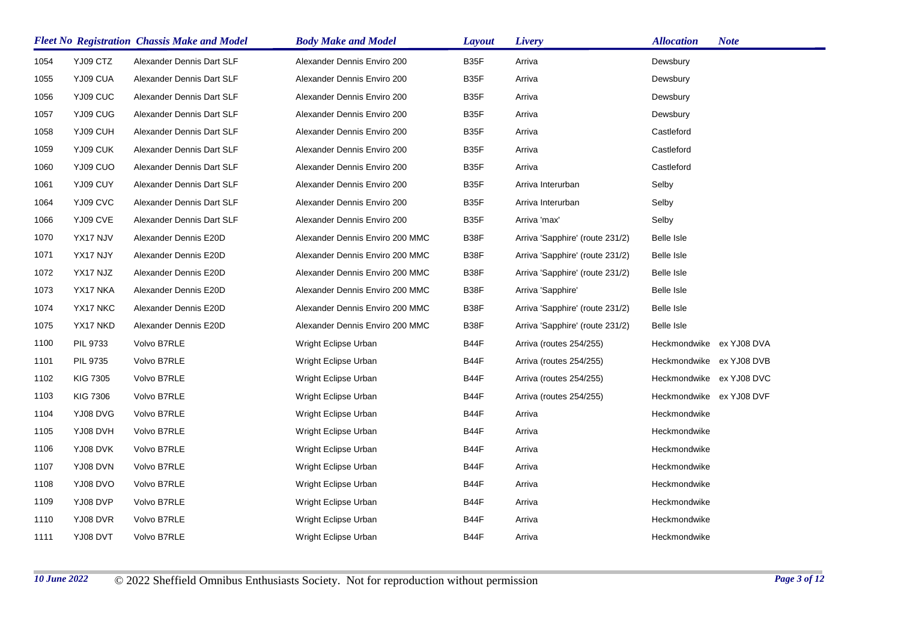| Fleet No | Registration | Chassis Make and Model | Body Make and Model | Layout | Livery | Allocation | Note |
|---|---|---|---|---|---|---|---|
| 1054 | YJ09 CTZ | Alexander Dennis Dart SLF | Alexander Dennis Enviro 200 | B35F | Arriva | Dewsbury | |
| 1055 | YJ09 CUA | Alexander Dennis Dart SLF | Alexander Dennis Enviro 200 | B35F | Arriva | Dewsbury | |
| 1056 | YJ09 CUC | Alexander Dennis Dart SLF | Alexander Dennis Enviro 200 | B35F | Arriva | Dewsbury | |
| 1057 | YJ09 CUG | Alexander Dennis Dart SLF | Alexander Dennis Enviro 200 | B35F | Arriva | Dewsbury | |
| 1058 | YJ09 CUH | Alexander Dennis Dart SLF | Alexander Dennis Enviro 200 | B35F | Arriva | Castleford | |
| 1059 | YJ09 CUK | Alexander Dennis Dart SLF | Alexander Dennis Enviro 200 | B35F | Arriva | Castleford | |
| 1060 | YJ09 CUO | Alexander Dennis Dart SLF | Alexander Dennis Enviro 200 | B35F | Arriva | Castleford | |
| 1061 | YJ09 CUY | Alexander Dennis Dart SLF | Alexander Dennis Enviro 200 | B35F | Arriva Interurban | Selby | |
| 1064 | YJ09 CVC | Alexander Dennis Dart SLF | Alexander Dennis Enviro 200 | B35F | Arriva Interurban | Selby | |
| 1066 | YJ09 CVE | Alexander Dennis Dart SLF | Alexander Dennis Enviro 200 | B35F | Arriva 'max' | Selby | |
| 1070 | YX17 NJV | Alexander Dennis E20D | Alexander Dennis Enviro 200 MMC | B38F | Arriva 'Sapphire' (route 231/2) | Belle Isle | |
| 1071 | YX17 NJY | Alexander Dennis E20D | Alexander Dennis Enviro 200 MMC | B38F | Arriva 'Sapphire' (route 231/2) | Belle Isle | |
| 1072 | YX17 NJZ | Alexander Dennis E20D | Alexander Dennis Enviro 200 MMC | B38F | Arriva 'Sapphire' (route 231/2) | Belle Isle | |
| 1073 | YX17 NKA | Alexander Dennis E20D | Alexander Dennis Enviro 200 MMC | B38F | Arriva 'Sapphire' | Belle Isle | |
| 1074 | YX17 NKC | Alexander Dennis E20D | Alexander Dennis Enviro 200 MMC | B38F | Arriva 'Sapphire' (route 231/2) | Belle Isle | |
| 1075 | YX17 NKD | Alexander Dennis E20D | Alexander Dennis Enviro 200 MMC | B38F | Arriva 'Sapphire' (route 231/2) | Belle Isle | |
| 1100 | PIL 9733 | Volvo B7RLE | Wright Eclipse Urban | B44F | Arriva (routes 254/255) | Heckmondwike | ex YJ08 DVA |
| 1101 | PIL 9735 | Volvo B7RLE | Wright Eclipse Urban | B44F | Arriva (routes 254/255) | Heckmondwike | ex YJ08 DVB |
| 1102 | KIG 7305 | Volvo B7RLE | Wright Eclipse Urban | B44F | Arriva (routes 254/255) | Heckmondwike | ex YJ08 DVC |
| 1103 | KIG 7306 | Volvo B7RLE | Wright Eclipse Urban | B44F | Arriva (routes 254/255) | Heckmondwike | ex YJ08 DVF |
| 1104 | YJ08 DVG | Volvo B7RLE | Wright Eclipse Urban | B44F | Arriva | Heckmondwike | |
| 1105 | YJ08 DVH | Volvo B7RLE | Wright Eclipse Urban | B44F | Arriva | Heckmondwike | |
| 1106 | YJ08 DVK | Volvo B7RLE | Wright Eclipse Urban | B44F | Arriva | Heckmondwike | |
| 1107 | YJ08 DVN | Volvo B7RLE | Wright Eclipse Urban | B44F | Arriva | Heckmondwike | |
| 1108 | YJ08 DVO | Volvo B7RLE | Wright Eclipse Urban | B44F | Arriva | Heckmondwike | |
| 1109 | YJ08 DVP | Volvo B7RLE | Wright Eclipse Urban | B44F | Arriva | Heckmondwike | |
| 1110 | YJ08 DVR | Volvo B7RLE | Wright Eclipse Urban | B44F | Arriva | Heckmondwike | |
| 1111 | YJ08 DVT | Volvo B7RLE | Wright Eclipse Urban | B44F | Arriva | Heckmondwike | |

*10 June 2022* © 2022 Sheffield Omnibus Enthusiasts Society. Not for reproduction without permission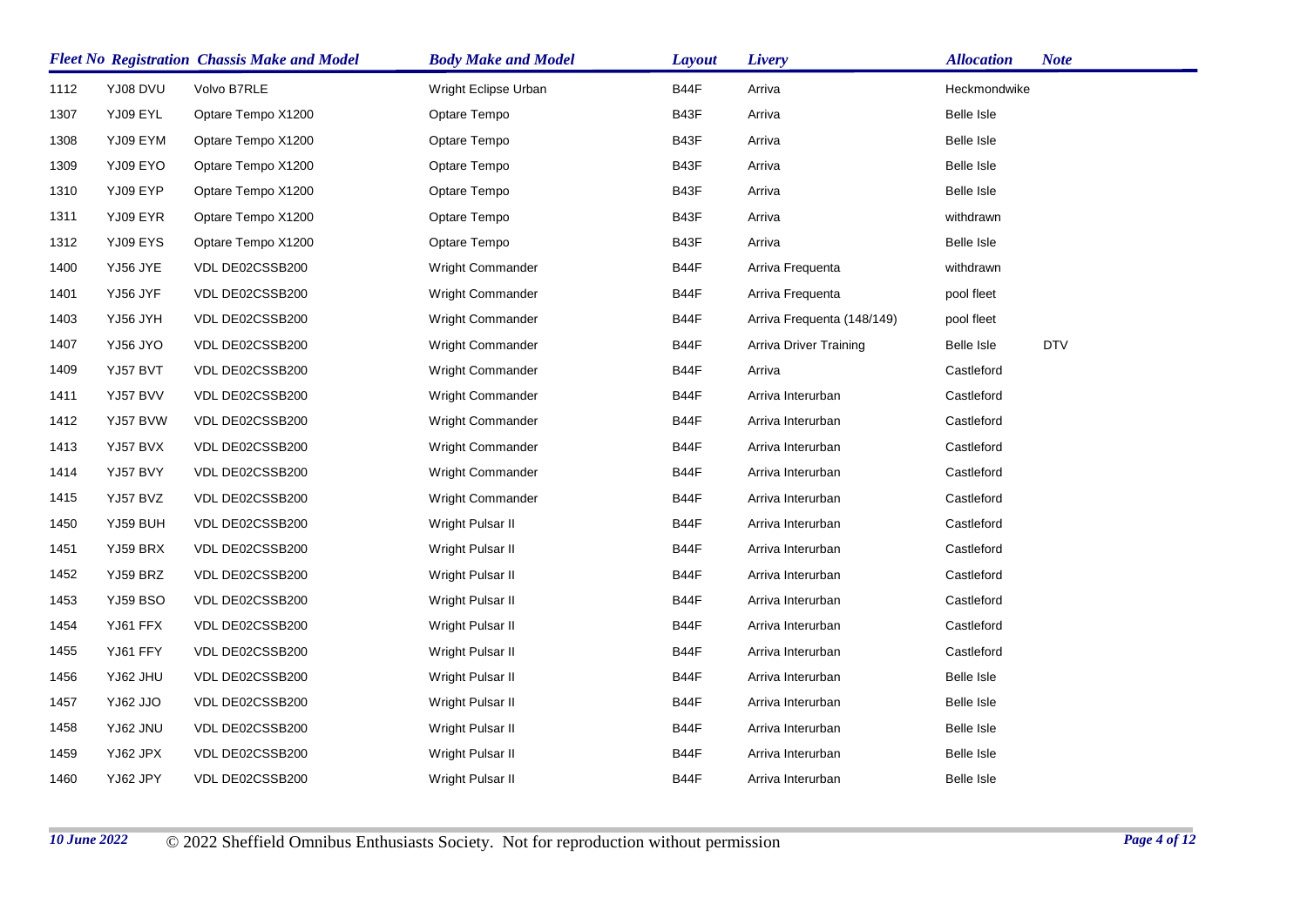| Fleet No | Registration | Chassis Make and Model | Body Make and Model | Layout | Livery | Allocation | Note |
|---|---|---|---|---|---|---|---|
| 1112 | YJ08 DVU | Volvo B7RLE | Wright Eclipse Urban | B44F | Arriva | Heckmondwike | |
| 1307 | YJ09 EYL | Optare Tempo X1200 | Optare Tempo | B43F | Arriva | Belle Isle | |
| 1308 | YJ09 EYM | Optare Tempo X1200 | Optare Tempo | B43F | Arriva | Belle Isle | |
| 1309 | YJ09 EYO | Optare Tempo X1200 | Optare Tempo | B43F | Arriva | Belle Isle | |
| 1310 | YJ09 EYP | Optare Tempo X1200 | Optare Tempo | B43F | Arriva | Belle Isle | |
| 1311 | YJ09 EYR | Optare Tempo X1200 | Optare Tempo | B43F | Arriva | withdrawn | |
| 1312 | YJ09 EYS | Optare Tempo X1200 | Optare Tempo | B43F | Arriva | Belle Isle | |
| 1400 | YJ56 JYE | VDL DE02CSSB200 | Wright Commander | B44F | Arriva Frequenta | withdrawn | |
| 1401 | YJ56 JYF | VDL DE02CSSB200 | Wright Commander | B44F | Arriva Frequenta | pool fleet | |
| 1403 | YJ56 JYH | VDL DE02CSSB200 | Wright Commander | B44F | Arriva Frequenta (148/149) | pool fleet | |
| 1407 | YJ56 JYO | VDL DE02CSSB200 | Wright Commander | B44F | Arriva Driver Training | Belle Isle | DTV |
| 1409 | YJ57 BVT | VDL DE02CSSB200 | Wright Commander | B44F | Arriva | Castleford | |
| 1411 | YJ57 BVV | VDL DE02CSSB200 | Wright Commander | B44F | Arriva Interurban | Castleford | |
| 1412 | YJ57 BVW | VDL DE02CSSB200 | Wright Commander | B44F | Arriva Interurban | Castleford | |
| 1413 | YJ57 BVX | VDL DE02CSSB200 | Wright Commander | B44F | Arriva Interurban | Castleford | |
| 1414 | YJ57 BVY | VDL DE02CSSB200 | Wright Commander | B44F | Arriva Interurban | Castleford | |
| 1415 | YJ57 BVZ | VDL DE02CSSB200 | Wright Commander | B44F | Arriva Interurban | Castleford | |
| 1450 | YJ59 BUH | VDL DE02CSSB200 | Wright Pulsar II | B44F | Arriva Interurban | Castleford | |
| 1451 | YJ59 BRX | VDL DE02CSSB200 | Wright Pulsar II | B44F | Arriva Interurban | Castleford | |
| 1452 | YJ59 BRZ | VDL DE02CSSB200 | Wright Pulsar II | B44F | Arriva Interurban | Castleford | |
| 1453 | YJ59 BSO | VDL DE02CSSB200 | Wright Pulsar II | B44F | Arriva Interurban | Castleford | |
| 1454 | YJ61 FFX | VDL DE02CSSB200 | Wright Pulsar II | B44F | Arriva Interurban | Castleford | |
| 1455 | YJ61 FFY | VDL DE02CSSB200 | Wright Pulsar II | B44F | Arriva Interurban | Castleford | |
| 1456 | YJ62 JHU | VDL DE02CSSB200 | Wright Pulsar II | B44F | Arriva Interurban | Belle Isle | |
| 1457 | YJ62 JJO | VDL DE02CSSB200 | Wright Pulsar II | B44F | Arriva Interurban | Belle Isle | |
| 1458 | YJ62 JNU | VDL DE02CSSB200 | Wright Pulsar II | B44F | Arriva Interurban | Belle Isle | |
| 1459 | YJ62 JPX | VDL DE02CSSB200 | Wright Pulsar II | B44F | Arriva Interurban | Belle Isle | |
| 1460 | YJ62 JPY | VDL DE02CSSB200 | Wright Pulsar II | B44F | Arriva Interurban | Belle Isle | |

*10 June 2022* © 2022 Sheffield Omnibus Enthusiasts Society. Not for reproduction without permission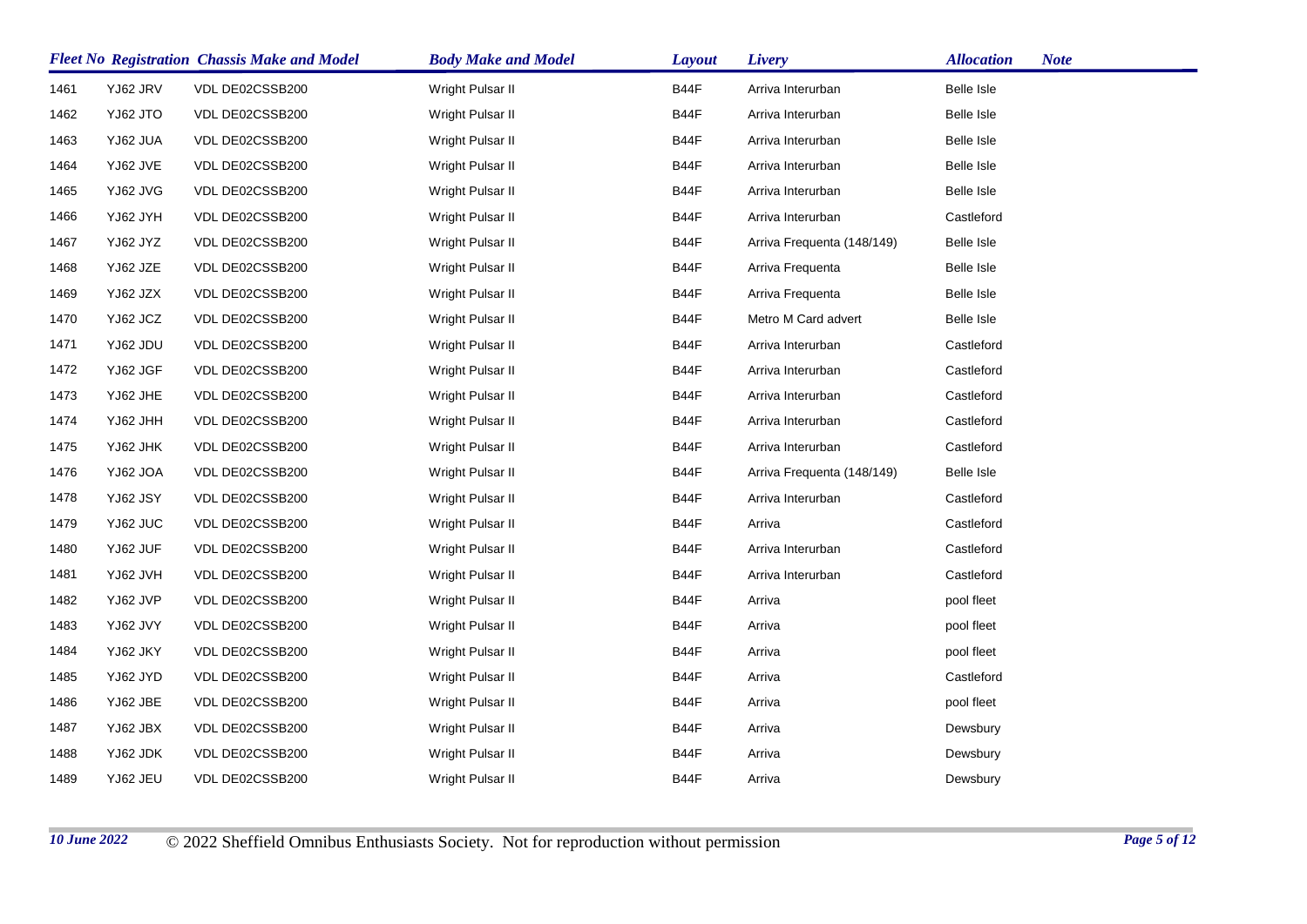| Fleet No | Registration | Chassis Make and Model | Body Make and Model | Layout | Livery | Allocation | Note |
|---|---|---|---|---|---|---|---|
| 1461 | YJ62 JRV | VDL DE02CSSB200 | Wright Pulsar II | B44F | Arriva Interurban | Belle Isle | |
| 1462 | YJ62 JTO | VDL DE02CSSB200 | Wright Pulsar II | B44F | Arriva Interurban | Belle Isle | |
| 1463 | YJ62 JUA | VDL DE02CSSB200 | Wright Pulsar II | B44F | Arriva Interurban | Belle Isle | |
| 1464 | YJ62 JVE | VDL DE02CSSB200 | Wright Pulsar II | B44F | Arriva Interurban | Belle Isle | |
| 1465 | YJ62 JVG | VDL DE02CSSB200 | Wright Pulsar II | B44F | Arriva Interurban | Belle Isle | |
| 1466 | YJ62 JYH | VDL DE02CSSB200 | Wright Pulsar II | B44F | Arriva Interurban | Castleford | |
| 1467 | YJ62 JYZ | VDL DE02CSSB200 | Wright Pulsar II | B44F | Arriva Frequenta (148/149) | Belle Isle | |
| 1468 | YJ62 JZE | VDL DE02CSSB200 | Wright Pulsar II | B44F | Arriva Frequenta | Belle Isle | |
| 1469 | YJ62 JZX | VDL DE02CSSB200 | Wright Pulsar II | B44F | Arriva Frequenta | Belle Isle | |
| 1470 | YJ62 JCZ | VDL DE02CSSB200 | Wright Pulsar II | B44F | Metro M Card advert | Belle Isle | |
| 1471 | YJ62 JDU | VDL DE02CSSB200 | Wright Pulsar II | B44F | Arriva Interurban | Castleford | |
| 1472 | YJ62 JGF | VDL DE02CSSB200 | Wright Pulsar II | B44F | Arriva Interurban | Castleford | |
| 1473 | YJ62 JHE | VDL DE02CSSB200 | Wright Pulsar II | B44F | Arriva Interurban | Castleford | |
| 1474 | YJ62 JHH | VDL DE02CSSB200 | Wright Pulsar II | B44F | Arriva Interurban | Castleford | |
| 1475 | YJ62 JHK | VDL DE02CSSB200 | Wright Pulsar II | B44F | Arriva Interurban | Castleford | |
| 1476 | YJ62 JOA | VDL DE02CSSB200 | Wright Pulsar II | B44F | Arriva Frequenta (148/149) | Belle Isle | |
| 1478 | YJ62 JSY | VDL DE02CSSB200 | Wright Pulsar II | B44F | Arriva Interurban | Castleford | |
| 1479 | YJ62 JUC | VDL DE02CSSB200 | Wright Pulsar II | B44F | Arriva | Castleford | |
| 1480 | YJ62 JUF | VDL DE02CSSB200 | Wright Pulsar II | B44F | Arriva Interurban | Castleford | |
| 1481 | YJ62 JVH | VDL DE02CSSB200 | Wright Pulsar II | B44F | Arriva Interurban | Castleford | |
| 1482 | YJ62 JVP | VDL DE02CSSB200 | Wright Pulsar II | B44F | Arriva | pool fleet | |
| 1483 | YJ62 JVY | VDL DE02CSSB200 | Wright Pulsar II | B44F | Arriva | pool fleet | |
| 1484 | YJ62 JKY | VDL DE02CSSB200 | Wright Pulsar II | B44F | Arriva | pool fleet | |
| 1485 | YJ62 JYD | VDL DE02CSSB200 | Wright Pulsar II | B44F | Arriva | Castleford | |
| 1486 | YJ62 JBE | VDL DE02CSSB200 | Wright Pulsar II | B44F | Arriva | pool fleet | |
| 1487 | YJ62 JBX | VDL DE02CSSB200 | Wright Pulsar II | B44F | Arriva | Dewsbury | |
| 1488 | YJ62 JDK | VDL DE02CSSB200 | Wright Pulsar II | B44F | Arriva | Dewsbury | |
| 1489 | YJ62 JEU | VDL DE02CSSB200 | Wright Pulsar II | B44F | Arriva | Dewsbury | |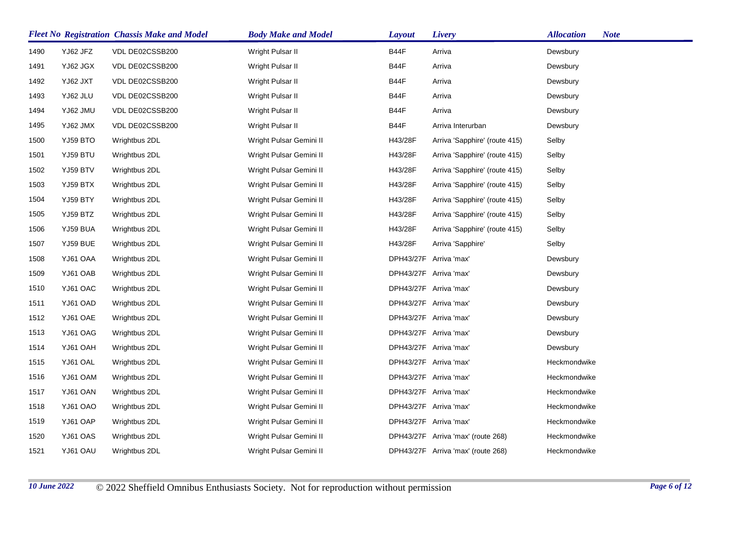| Fleet No | Registration | Chassis Make and Model | Body Make and Model | Layout | Livery | Allocation | Note |
|---|---|---|---|---|---|---|---|
| 1490 | YJ62 JFZ | VDL DE02CSSB200 | Wright Pulsar II | B44F | Arriva | Dewsbury | |
| 1491 | YJ62 JGX | VDL DE02CSSB200 | Wright Pulsar II | B44F | Arriva | Dewsbury | |
| 1492 | YJ62 JXT | VDL DE02CSSB200 | Wright Pulsar II | B44F | Arriva | Dewsbury | |
| 1493 | YJ62 JLU | VDL DE02CSSB200 | Wright Pulsar II | B44F | Arriva | Dewsbury | |
| 1494 | YJ62 JMU | VDL DE02CSSB200 | Wright Pulsar II | B44F | Arriva | Dewsbury | |
| 1495 | YJ62 JMX | VDL DE02CSSB200 | Wright Pulsar II | B44F | Arriva Interurban | Dewsbury | |
| 1500 | YJ59 BTO | Wrightbus 2DL | Wright Pulsar Gemini II | H43/28F | Arriva 'Sapphire' (route 415) | Selby | |
| 1501 | YJ59 BTU | Wrightbus 2DL | Wright Pulsar Gemini II | H43/28F | Arriva 'Sapphire' (route 415) | Selby | |
| 1502 | YJ59 BTV | Wrightbus 2DL | Wright Pulsar Gemini II | H43/28F | Arriva 'Sapphire' (route 415) | Selby | |
| 1503 | YJ59 BTX | Wrightbus 2DL | Wright Pulsar Gemini II | H43/28F | Arriva 'Sapphire' (route 415) | Selby | |
| 1504 | YJ59 BTY | Wrightbus 2DL | Wright Pulsar Gemini II | H43/28F | Arriva 'Sapphire' (route 415) | Selby | |
| 1505 | YJ59 BTZ | Wrightbus 2DL | Wright Pulsar Gemini II | H43/28F | Arriva 'Sapphire' (route 415) | Selby | |
| 1506 | YJ59 BUA | Wrightbus 2DL | Wright Pulsar Gemini II | H43/28F | Arriva 'Sapphire' (route 415) | Selby | |
| 1507 | YJ59 BUE | Wrightbus 2DL | Wright Pulsar Gemini II | H43/28F | Arriva 'Sapphire' | Selby | |
| 1508 | YJ61 OAA | Wrightbus 2DL | Wright Pulsar Gemini II | DPH43/27F | Arriva 'max' | Dewsbury | |
| 1509 | YJ61 OAB | Wrightbus 2DL | Wright Pulsar Gemini II | DPH43/27F | Arriva 'max' | Dewsbury | |
| 1510 | YJ61 OAC | Wrightbus 2DL | Wright Pulsar Gemini II | DPH43/27F | Arriva 'max' | Dewsbury | |
| 1511 | YJ61 OAD | Wrightbus 2DL | Wright Pulsar Gemini II | DPH43/27F | Arriva 'max' | Dewsbury | |
| 1512 | YJ61 OAE | Wrightbus 2DL | Wright Pulsar Gemini II | DPH43/27F | Arriva 'max' | Dewsbury | |
| 1513 | YJ61 OAG | Wrightbus 2DL | Wright Pulsar Gemini II | DPH43/27F | Arriva 'max' | Dewsbury | |
| 1514 | YJ61 OAH | Wrightbus 2DL | Wright Pulsar Gemini II | DPH43/27F | Arriva 'max' | Dewsbury | |
| 1515 | YJ61 OAL | Wrightbus 2DL | Wright Pulsar Gemini II | DPH43/27F | Arriva 'max' | Heckmondwike | |
| 1516 | YJ61 OAM | Wrightbus 2DL | Wright Pulsar Gemini II | DPH43/27F | Arriva 'max' | Heckmondwike | |
| 1517 | YJ61 OAN | Wrightbus 2DL | Wright Pulsar Gemini II | DPH43/27F | Arriva 'max' | Heckmondwike | |
| 1518 | YJ61 OAO | Wrightbus 2DL | Wright Pulsar Gemini II | DPH43/27F | Arriva 'max' | Heckmondwike | |
| 1519 | YJ61 OAP | Wrightbus 2DL | Wright Pulsar Gemini II | DPH43/27F | Arriva 'max' | Heckmondwike | |
| 1520 | YJ61 OAS | Wrightbus 2DL | Wright Pulsar Gemini II | DPH43/27F | Arriva 'max' (route 268) | Heckmondwike | |
| 1521 | YJ61 OAU | Wrightbus 2DL | Wright Pulsar Gemini II | DPH43/27F | Arriva 'max' (route 268) | Heckmondwike | |

*10 June 2022* © 2022 Sheffield Omnibus Enthusiasts Society. Not for reproduction without permission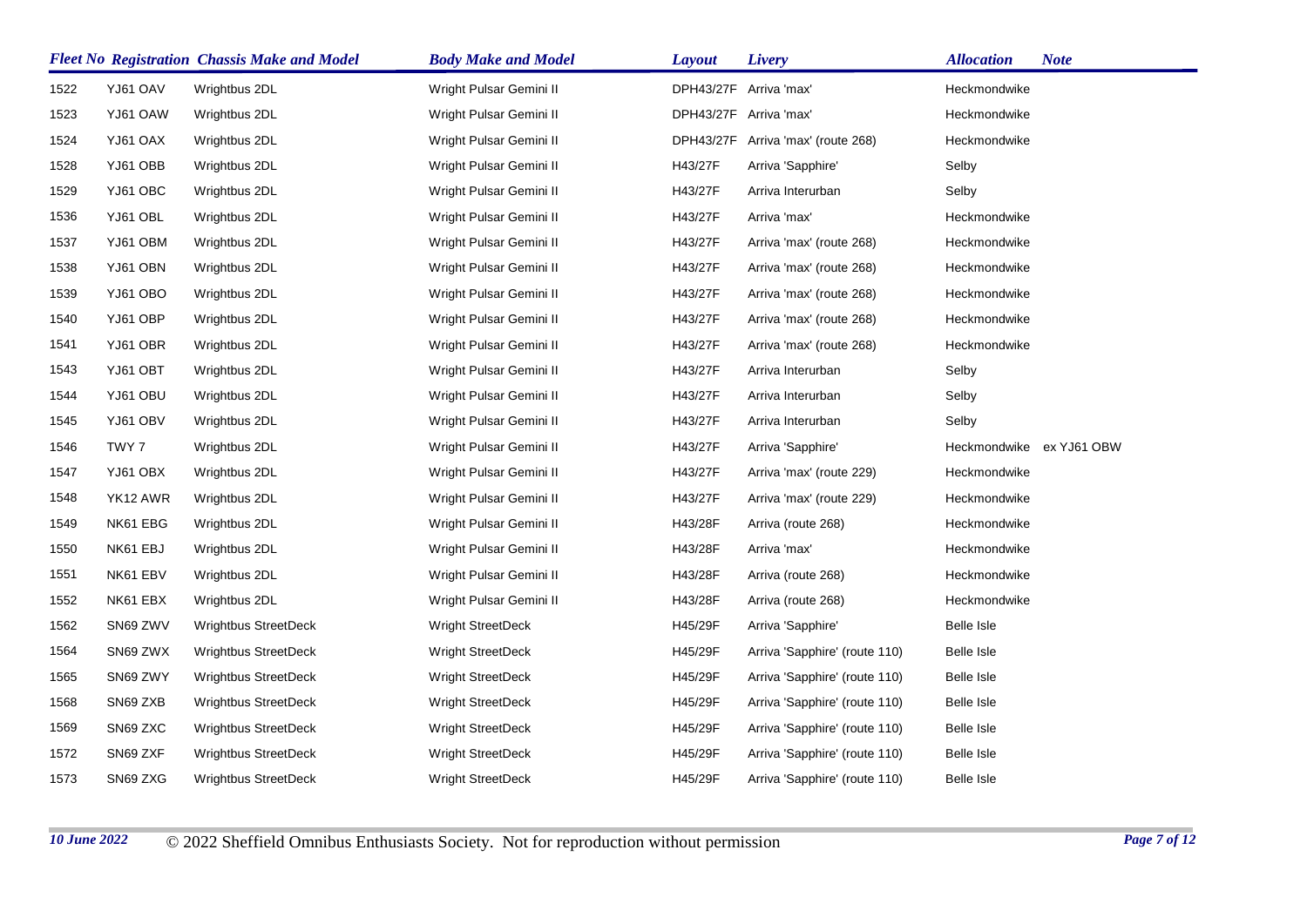| Fleet No | Registration | Chassis Make and Model | Body Make and Model | Layout | Livery | Allocation | Note |
|---|---|---|---|---|---|---|---|
| 1522 | YJ61 OAV | Wrightbus 2DL | Wright Pulsar Gemini II | DPH43/27F | Arriva 'max' | Heckmondwike | |
| 1523 | YJ61 OAW | Wrightbus 2DL | Wright Pulsar Gemini II | DPH43/27F | Arriva 'max' | Heckmondwike | |
| 1524 | YJ61 OAX | Wrightbus 2DL | Wright Pulsar Gemini II | DPH43/27F | Arriva 'max' (route 268) | Heckmondwike | |
| 1528 | YJ61 OBB | Wrightbus 2DL | Wright Pulsar Gemini II | H43/27F | Arriva 'Sapphire' | Selby | |
| 1529 | YJ61 OBC | Wrightbus 2DL | Wright Pulsar Gemini II | H43/27F | Arriva Interurban | Selby | |
| 1536 | YJ61 OBL | Wrightbus 2DL | Wright Pulsar Gemini II | H43/27F | Arriva 'max' | Heckmondwike | |
| 1537 | YJ61 OBM | Wrightbus 2DL | Wright Pulsar Gemini II | H43/27F | Arriva 'max' (route 268) | Heckmondwike | |
| 1538 | YJ61 OBN | Wrightbus 2DL | Wright Pulsar Gemini II | H43/27F | Arriva 'max' (route 268) | Heckmondwike | |
| 1539 | YJ61 OBO | Wrightbus 2DL | Wright Pulsar Gemini II | H43/27F | Arriva 'max' (route 268) | Heckmondwike | |
| 1540 | YJ61 OBP | Wrightbus 2DL | Wright Pulsar Gemini II | H43/27F | Arriva 'max' (route 268) | Heckmondwike | |
| 1541 | YJ61 OBR | Wrightbus 2DL | Wright Pulsar Gemini II | H43/27F | Arriva 'max' (route 268) | Heckmondwike | |
| 1543 | YJ61 OBT | Wrightbus 2DL | Wright Pulsar Gemini II | H43/27F | Arriva Interurban | Selby | |
| 1544 | YJ61 OBU | Wrightbus 2DL | Wright Pulsar Gemini II | H43/27F | Arriva Interurban | Selby | |
| 1545 | YJ61 OBV | Wrightbus 2DL | Wright Pulsar Gemini II | H43/27F | Arriva Interurban | Selby | |
| 1546 | TWY 7 | Wrightbus 2DL | Wright Pulsar Gemini II | H43/27F | Arriva 'Sapphire' | Heckmondwike | ex YJ61 OBW |
| 1547 | YJ61 OBX | Wrightbus 2DL | Wright Pulsar Gemini II | H43/27F | Arriva 'max' (route 229) | Heckmondwike | |
| 1548 | YK12 AWR | Wrightbus 2DL | Wright Pulsar Gemini II | H43/27F | Arriva 'max' (route 229) | Heckmondwike | |
| 1549 | NK61 EBG | Wrightbus 2DL | Wright Pulsar Gemini II | H43/28F | Arriva (route 268) | Heckmondwike | |
| 1550 | NK61 EBJ | Wrightbus 2DL | Wright Pulsar Gemini II | H43/28F | Arriva 'max' | Heckmondwike | |
| 1551 | NK61 EBV | Wrightbus 2DL | Wright Pulsar Gemini II | H43/28F | Arriva (route 268) | Heckmondwike | |
| 1552 | NK61 EBX | Wrightbus 2DL | Wright Pulsar Gemini II | H43/28F | Arriva (route 268) | Heckmondwike | |
| 1562 | SN69 ZWV | Wrightbus StreetDeck | Wright StreetDeck | H45/29F | Arriva 'Sapphire' | Belle Isle | |
| 1564 | SN69 ZWX | Wrightbus StreetDeck | Wright StreetDeck | H45/29F | Arriva 'Sapphire' (route 110) | Belle Isle | |
| 1565 | SN69 ZWY | Wrightbus StreetDeck | Wright StreetDeck | H45/29F | Arriva 'Sapphire' (route 110) | Belle Isle | |
| 1568 | SN69 ZXB | Wrightbus StreetDeck | Wright StreetDeck | H45/29F | Arriva 'Sapphire' (route 110) | Belle Isle | |
| 1569 | SN69 ZXC | Wrightbus StreetDeck | Wright StreetDeck | H45/29F | Arriva 'Sapphire' (route 110) | Belle Isle | |
| 1572 | SN69 ZXF | Wrightbus StreetDeck | Wright StreetDeck | H45/29F | Arriva 'Sapphire' (route 110) | Belle Isle | |
| 1573 | SN69 ZXG | Wrightbus StreetDeck | Wright StreetDeck | H45/29F | Arriva 'Sapphire' (route 110) | Belle Isle | |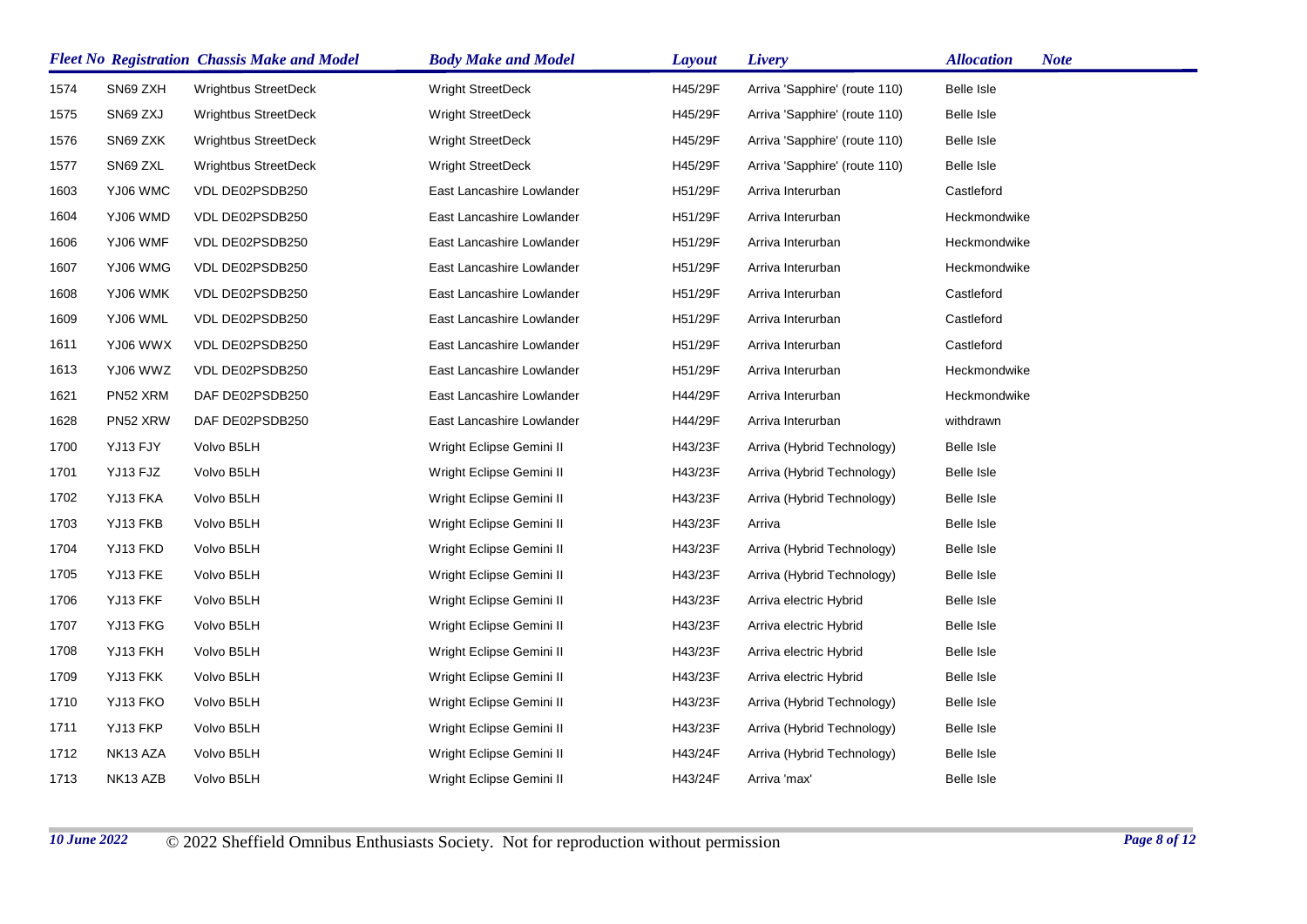| Fleet No | Registration | Chassis Make and Model | Body Make and Model | Layout | Livery | Allocation | Note |
|---|---|---|---|---|---|---|---|
| 1574 | SN69 ZXH | Wrightbus StreetDeck | Wright StreetDeck | H45/29F | Arriva 'Sapphire' (route 110) | Belle Isle | |
| 1575 | SN69 ZXJ | Wrightbus StreetDeck | Wright StreetDeck | H45/29F | Arriva 'Sapphire' (route 110) | Belle Isle | |
| 1576 | SN69 ZXK | Wrightbus StreetDeck | Wright StreetDeck | H45/29F | Arriva 'Sapphire' (route 110) | Belle Isle | |
| 1577 | SN69 ZXL | Wrightbus StreetDeck | Wright StreetDeck | H45/29F | Arriva 'Sapphire' (route 110) | Belle Isle | |
| 1603 | YJ06 WMC | VDL DE02PSDB250 | East Lancashire Lowlander | H51/29F | Arriva Interurban | Castleford | |
| 1604 | YJ06 WMD | VDL DE02PSDB250 | East Lancashire Lowlander | H51/29F | Arriva Interurban | Heckmondwike | |
| 1606 | YJ06 WMF | VDL DE02PSDB250 | East Lancashire Lowlander | H51/29F | Arriva Interurban | Heckmondwike | |
| 1607 | YJ06 WMG | VDL DE02PSDB250 | East Lancashire Lowlander | H51/29F | Arriva Interurban | Heckmondwike | |
| 1608 | YJ06 WMK | VDL DE02PSDB250 | East Lancashire Lowlander | H51/29F | Arriva Interurban | Castleford | |
| 1609 | YJ06 WML | VDL DE02PSDB250 | East Lancashire Lowlander | H51/29F | Arriva Interurban | Castleford | |
| 1611 | YJ06 WWX | VDL DE02PSDB250 | East Lancashire Lowlander | H51/29F | Arriva Interurban | Castleford | |
| 1613 | YJ06 WWZ | VDL DE02PSDB250 | East Lancashire Lowlander | H51/29F | Arriva Interurban | Heckmondwike | |
| 1621 | PN52 XRM | DAF DE02PSDB250 | East Lancashire Lowlander | H44/29F | Arriva Interurban | Heckmondwike | |
| 1628 | PN52 XRW | DAF DE02PSDB250 | East Lancashire Lowlander | H44/29F | Arriva Interurban | withdrawn | |
| 1700 | YJ13 FJY | Volvo B5LH | Wright Eclipse Gemini II | H43/23F | Arriva (Hybrid Technology) | Belle Isle | |
| 1701 | YJ13 FJZ | Volvo B5LH | Wright Eclipse Gemini II | H43/23F | Arriva (Hybrid Technology) | Belle Isle | |
| 1702 | YJ13 FKA | Volvo B5LH | Wright Eclipse Gemini II | H43/23F | Arriva (Hybrid Technology) | Belle Isle | |
| 1703 | YJ13 FKB | Volvo B5LH | Wright Eclipse Gemini II | H43/23F | Arriva | Belle Isle | |
| 1704 | YJ13 FKD | Volvo B5LH | Wright Eclipse Gemini II | H43/23F | Arriva (Hybrid Technology) | Belle Isle | |
| 1705 | YJ13 FKE | Volvo B5LH | Wright Eclipse Gemini II | H43/23F | Arriva (Hybrid Technology) | Belle Isle | |
| 1706 | YJ13 FKF | Volvo B5LH | Wright Eclipse Gemini II | H43/23F | Arriva electric Hybrid | Belle Isle | |
| 1707 | YJ13 FKG | Volvo B5LH | Wright Eclipse Gemini II | H43/23F | Arriva electric Hybrid | Belle Isle | |
| 1708 | YJ13 FKH | Volvo B5LH | Wright Eclipse Gemini II | H43/23F | Arriva electric Hybrid | Belle Isle | |
| 1709 | YJ13 FKK | Volvo B5LH | Wright Eclipse Gemini II | H43/23F | Arriva electric Hybrid | Belle Isle | |
| 1710 | YJ13 FKO | Volvo B5LH | Wright Eclipse Gemini II | H43/23F | Arriva (Hybrid Technology) | Belle Isle | |
| 1711 | YJ13 FKP | Volvo B5LH | Wright Eclipse Gemini II | H43/23F | Arriva (Hybrid Technology) | Belle Isle | |
| 1712 | NK13 AZA | Volvo B5LH | Wright Eclipse Gemini II | H43/24F | Arriva (Hybrid Technology) | Belle Isle | |
| 1713 | NK13 AZB | Volvo B5LH | Wright Eclipse Gemini II | H43/24F | Arriva 'max' | Belle Isle | |

*10 June 2022* © 2022 Sheffield Omnibus Enthusiasts Society. Not for reproduction without permission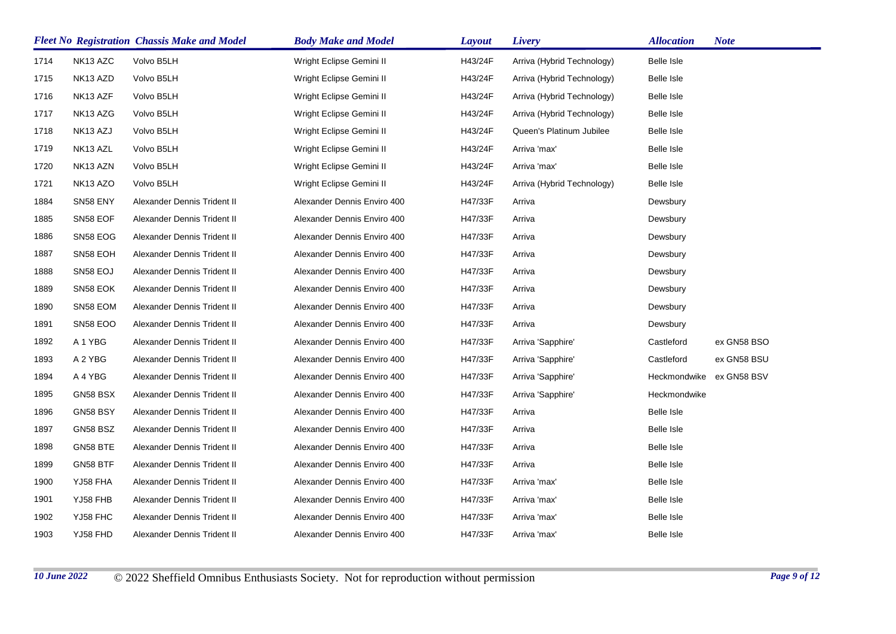| Fleet No | Registration | Chassis Make and Model | Body Make and Model | Layout | Livery | Allocation | Note |
|---|---|---|---|---|---|---|---|
| 1714 | NK13 AZC | Volvo B5LH | Wright Eclipse Gemini II | H43/24F | Arriva (Hybrid Technology) | Belle Isle | |
| 1715 | NK13 AZD | Volvo B5LH | Wright Eclipse Gemini II | H43/24F | Arriva (Hybrid Technology) | Belle Isle | |
| 1716 | NK13 AZF | Volvo B5LH | Wright Eclipse Gemini II | H43/24F | Arriva (Hybrid Technology) | Belle Isle | |
| 1717 | NK13 AZG | Volvo B5LH | Wright Eclipse Gemini II | H43/24F | Arriva (Hybrid Technology) | Belle Isle | |
| 1718 | NK13 AZJ | Volvo B5LH | Wright Eclipse Gemini II | H43/24F | Queen's Platinum Jubilee | Belle Isle | |
| 1719 | NK13 AZL | Volvo B5LH | Wright Eclipse Gemini II | H43/24F | Arriva 'max' | Belle Isle | |
| 1720 | NK13 AZN | Volvo B5LH | Wright Eclipse Gemini II | H43/24F | Arriva 'max' | Belle Isle | |
| 1721 | NK13 AZO | Volvo B5LH | Wright Eclipse Gemini II | H43/24F | Arriva (Hybrid Technology) | Belle Isle | |
| 1884 | SN58 ENY | Alexander Dennis Trident II | Alexander Dennis Enviro 400 | H47/33F | Arriva | Dewsbury | |
| 1885 | SN58 EOF | Alexander Dennis Trident II | Alexander Dennis Enviro 400 | H47/33F | Arriva | Dewsbury | |
| 1886 | SN58 EOG | Alexander Dennis Trident II | Alexander Dennis Enviro 400 | H47/33F | Arriva | Dewsbury | |
| 1887 | SN58 EOH | Alexander Dennis Trident II | Alexander Dennis Enviro 400 | H47/33F | Arriva | Dewsbury | |
| 1888 | SN58 EOJ | Alexander Dennis Trident II | Alexander Dennis Enviro 400 | H47/33F | Arriva | Dewsbury | |
| 1889 | SN58 EOK | Alexander Dennis Trident II | Alexander Dennis Enviro 400 | H47/33F | Arriva | Dewsbury | |
| 1890 | SN58 EOM | Alexander Dennis Trident II | Alexander Dennis Enviro 400 | H47/33F | Arriva | Dewsbury | |
| 1891 | SN58 EOO | Alexander Dennis Trident II | Alexander Dennis Enviro 400 | H47/33F | Arriva | Dewsbury | |
| 1892 | A 1 YBG | Alexander Dennis Trident II | Alexander Dennis Enviro 400 | H47/33F | Arriva 'Sapphire' | Castleford | ex GN58 BSO |
| 1893 | A 2 YBG | Alexander Dennis Trident II | Alexander Dennis Enviro 400 | H47/33F | Arriva 'Sapphire' | Castleford | ex GN58 BSU |
| 1894 | A 4 YBG | Alexander Dennis Trident II | Alexander Dennis Enviro 400 | H47/33F | Arriva 'Sapphire' | Heckmondwike | ex GN58 BSV |
| 1895 | GN58 BSX | Alexander Dennis Trident II | Alexander Dennis Enviro 400 | H47/33F | Arriva 'Sapphire' | Heckmondwike | |
| 1896 | GN58 BSY | Alexander Dennis Trident II | Alexander Dennis Enviro 400 | H47/33F | Arriva | Belle Isle | |
| 1897 | GN58 BSZ | Alexander Dennis Trident II | Alexander Dennis Enviro 400 | H47/33F | Arriva | Belle Isle | |
| 1898 | GN58 BTE | Alexander Dennis Trident II | Alexander Dennis Enviro 400 | H47/33F | Arriva | Belle Isle | |
| 1899 | GN58 BTF | Alexander Dennis Trident II | Alexander Dennis Enviro 400 | H47/33F | Arriva | Belle Isle | |
| 1900 | YJ58 FHA | Alexander Dennis Trident II | Alexander Dennis Enviro 400 | H47/33F | Arriva 'max' | Belle Isle | |
| 1901 | YJ58 FHB | Alexander Dennis Trident II | Alexander Dennis Enviro 400 | H47/33F | Arriva 'max' | Belle Isle | |
| 1902 | YJ58 FHC | Alexander Dennis Trident II | Alexander Dennis Enviro 400 | H47/33F | Arriva 'max' | Belle Isle | |
| 1903 | YJ58 FHD | Alexander Dennis Trident II | Alexander Dennis Enviro 400 | H47/33F | Arriva 'max' | Belle Isle | |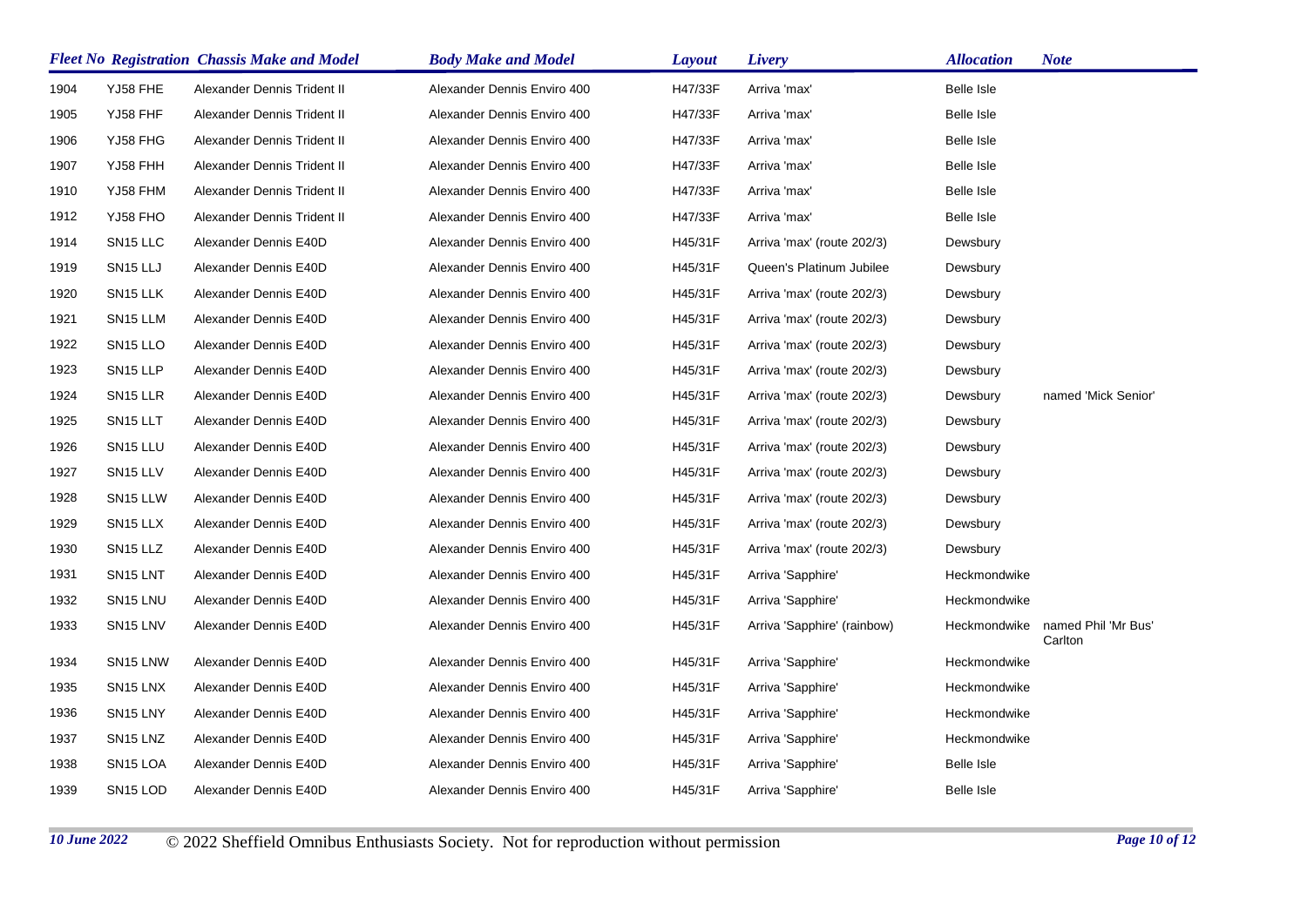| Fleet No | Registration | Chassis Make and Model | Body Make and Model | Layout | Livery | Allocation | Note |
|---|---|---|---|---|---|---|---|
| 1904 | YJ58 FHE | Alexander Dennis Trident II | Alexander Dennis Enviro 400 | H47/33F | Arriva 'max' | Belle Isle | |
| 1905 | YJ58 FHF | Alexander Dennis Trident II | Alexander Dennis Enviro 400 | H47/33F | Arriva 'max' | Belle Isle | |
| 1906 | YJ58 FHG | Alexander Dennis Trident II | Alexander Dennis Enviro 400 | H47/33F | Arriva 'max' | Belle Isle | |
| 1907 | YJ58 FHH | Alexander Dennis Trident II | Alexander Dennis Enviro 400 | H47/33F | Arriva 'max' | Belle Isle | |
| 1910 | YJ58 FHM | Alexander Dennis Trident II | Alexander Dennis Enviro 400 | H47/33F | Arriva 'max' | Belle Isle | |
| 1912 | YJ58 FHO | Alexander Dennis Trident II | Alexander Dennis Enviro 400 | H47/33F | Arriva 'max' | Belle Isle | |
| 1914 | SN15 LLC | Alexander Dennis E40D | Alexander Dennis Enviro 400 | H45/31F | Arriva 'max' (route 202/3) | Dewsbury | |
| 1919 | SN15 LLJ | Alexander Dennis E40D | Alexander Dennis Enviro 400 | H45/31F | Queen's Platinum Jubilee | Dewsbury | |
| 1920 | SN15 LLK | Alexander Dennis E40D | Alexander Dennis Enviro 400 | H45/31F | Arriva 'max' (route 202/3) | Dewsbury | |
| 1921 | SN15 LLM | Alexander Dennis E40D | Alexander Dennis Enviro 400 | H45/31F | Arriva 'max' (route 202/3) | Dewsbury | |
| 1922 | SN15 LLO | Alexander Dennis E40D | Alexander Dennis Enviro 400 | H45/31F | Arriva 'max' (route 202/3) | Dewsbury | |
| 1923 | SN15 LLP | Alexander Dennis E40D | Alexander Dennis Enviro 400 | H45/31F | Arriva 'max' (route 202/3) | Dewsbury | |
| 1924 | SN15 LLR | Alexander Dennis E40D | Alexander Dennis Enviro 400 | H45/31F | Arriva 'max' (route 202/3) | Dewsbury | named 'Mick Senior' |
| 1925 | SN15 LLT | Alexander Dennis E40D | Alexander Dennis Enviro 400 | H45/31F | Arriva 'max' (route 202/3) | Dewsbury | |
| 1926 | SN15 LLU | Alexander Dennis E40D | Alexander Dennis Enviro 400 | H45/31F | Arriva 'max' (route 202/3) | Dewsbury | |
| 1927 | SN15 LLV | Alexander Dennis E40D | Alexander Dennis Enviro 400 | H45/31F | Arriva 'max' (route 202/3) | Dewsbury | |
| 1928 | SN15 LLW | Alexander Dennis E40D | Alexander Dennis Enviro 400 | H45/31F | Arriva 'max' (route 202/3) | Dewsbury | |
| 1929 | SN15 LLX | Alexander Dennis E40D | Alexander Dennis Enviro 400 | H45/31F | Arriva 'max' (route 202/3) | Dewsbury | |
| 1930 | SN15 LLZ | Alexander Dennis E40D | Alexander Dennis Enviro 400 | H45/31F | Arriva 'max' (route 202/3) | Dewsbury | |
| 1931 | SN15 LNT | Alexander Dennis E40D | Alexander Dennis Enviro 400 | H45/31F | Arriva 'Sapphire' | Heckmondwike | |
| 1932 | SN15 LNU | Alexander Dennis E40D | Alexander Dennis Enviro 400 | H45/31F | Arriva 'Sapphire' | Heckmondwike | |
| 1933 | SN15 LNV | Alexander Dennis E40D | Alexander Dennis Enviro 400 | H45/31F | Arriva 'Sapphire' (rainbow) | Heckmondwike | named Phil 'Mr Bus' Carlton |
| 1934 | SN15 LNW | Alexander Dennis E40D | Alexander Dennis Enviro 400 | H45/31F | Arriva 'Sapphire' | Heckmondwike | |
| 1935 | SN15 LNX | Alexander Dennis E40D | Alexander Dennis Enviro 400 | H45/31F | Arriva 'Sapphire' | Heckmondwike | |
| 1936 | SN15 LNY | Alexander Dennis E40D | Alexander Dennis Enviro 400 | H45/31F | Arriva 'Sapphire' | Heckmondwike | |
| 1937 | SN15 LNZ | Alexander Dennis E40D | Alexander Dennis Enviro 400 | H45/31F | Arriva 'Sapphire' | Heckmondwike | |
| 1938 | SN15 LOA | Alexander Dennis E40D | Alexander Dennis Enviro 400 | H45/31F | Arriva 'Sapphire' | Belle Isle | |
| 1939 | SN15 LOD | Alexander Dennis E40D | Alexander Dennis Enviro 400 | H45/31F | Arriva 'Sapphire' | Belle Isle | |

*10 June 2022* © 2022 Sheffield Omnibus Enthusiasts Society. Not for reproduction without permission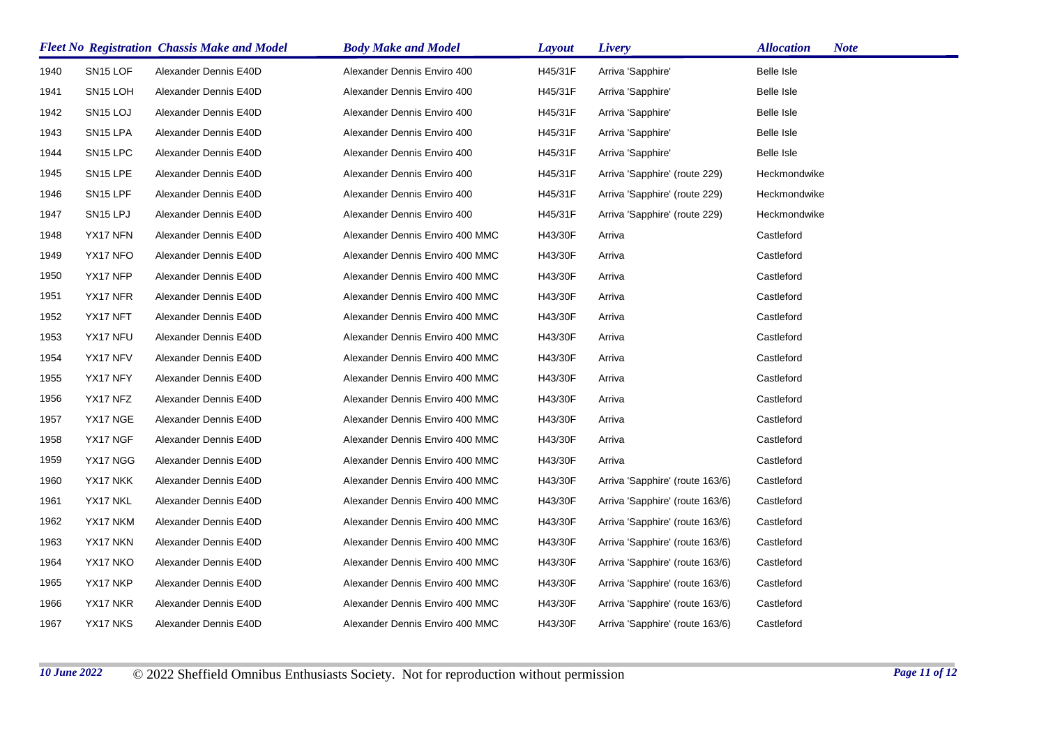| Fleet No | Registration | Chassis Make and Model | Body Make and Model | Layout | Livery | Allocation | Note |
| --- | --- | --- | --- | --- | --- | --- | --- |
| 1940 | SN15 LOF | Alexander Dennis E40D | Alexander Dennis Enviro 400 | H45/31F | Arriva 'Sapphire' | Belle Isle | |
| 1941 | SN15 LOH | Alexander Dennis E40D | Alexander Dennis Enviro 400 | H45/31F | Arriva 'Sapphire' | Belle Isle | |
| 1942 | SN15 LOJ | Alexander Dennis E40D | Alexander Dennis Enviro 400 | H45/31F | Arriva 'Sapphire' | Belle Isle | |
| 1943 | SN15 LPA | Alexander Dennis E40D | Alexander Dennis Enviro 400 | H45/31F | Arriva 'Sapphire' | Belle Isle | |
| 1944 | SN15 LPC | Alexander Dennis E40D | Alexander Dennis Enviro 400 | H45/31F | Arriva 'Sapphire' | Belle Isle | |
| 1945 | SN15 LPE | Alexander Dennis E40D | Alexander Dennis Enviro 400 | H45/31F | Arriva 'Sapphire' (route 229) | Heckmondwike | |
| 1946 | SN15 LPF | Alexander Dennis E40D | Alexander Dennis Enviro 400 | H45/31F | Arriva 'Sapphire' (route 229) | Heckmondwike | |
| 1947 | SN15 LPJ | Alexander Dennis E40D | Alexander Dennis Enviro 400 | H45/31F | Arriva 'Sapphire' (route 229) | Heckmondwike | |
| 1948 | YX17 NFN | Alexander Dennis E40D | Alexander Dennis Enviro 400 MMC | H43/30F | Arriva | Castleford | |
| 1949 | YX17 NFO | Alexander Dennis E40D | Alexander Dennis Enviro 400 MMC | H43/30F | Arriva | Castleford | |
| 1950 | YX17 NFP | Alexander Dennis E40D | Alexander Dennis Enviro 400 MMC | H43/30F | Arriva | Castleford | |
| 1951 | YX17 NFR | Alexander Dennis E40D | Alexander Dennis Enviro 400 MMC | H43/30F | Arriva | Castleford | |
| 1952 | YX17 NFT | Alexander Dennis E40D | Alexander Dennis Enviro 400 MMC | H43/30F | Arriva | Castleford | |
| 1953 | YX17 NFU | Alexander Dennis E40D | Alexander Dennis Enviro 400 MMC | H43/30F | Arriva | Castleford | |
| 1954 | YX17 NFV | Alexander Dennis E40D | Alexander Dennis Enviro 400 MMC | H43/30F | Arriva | Castleford | |
| 1955 | YX17 NFY | Alexander Dennis E40D | Alexander Dennis Enviro 400 MMC | H43/30F | Arriva | Castleford | |
| 1956 | YX17 NFZ | Alexander Dennis E40D | Alexander Dennis Enviro 400 MMC | H43/30F | Arriva | Castleford | |
| 1957 | YX17 NGE | Alexander Dennis E40D | Alexander Dennis Enviro 400 MMC | H43/30F | Arriva | Castleford | |
| 1958 | YX17 NGF | Alexander Dennis E40D | Alexander Dennis Enviro 400 MMC | H43/30F | Arriva | Castleford | |
| 1959 | YX17 NGG | Alexander Dennis E40D | Alexander Dennis Enviro 400 MMC | H43/30F | Arriva | Castleford | |
| 1960 | YX17 NKK | Alexander Dennis E40D | Alexander Dennis Enviro 400 MMC | H43/30F | Arriva 'Sapphire' (route 163/6) | Castleford | |
| 1961 | YX17 NKL | Alexander Dennis E40D | Alexander Dennis Enviro 400 MMC | H43/30F | Arriva 'Sapphire' (route 163/6) | Castleford | |
| 1962 | YX17 NKM | Alexander Dennis E40D | Alexander Dennis Enviro 400 MMC | H43/30F | Arriva 'Sapphire' (route 163/6) | Castleford | |
| 1963 | YX17 NKN | Alexander Dennis E40D | Alexander Dennis Enviro 400 MMC | H43/30F | Arriva 'Sapphire' (route 163/6) | Castleford | |
| 1964 | YX17 NKO | Alexander Dennis E40D | Alexander Dennis Enviro 400 MMC | H43/30F | Arriva 'Sapphire' (route 163/6) | Castleford | |
| 1965 | YX17 NKP | Alexander Dennis E40D | Alexander Dennis Enviro 400 MMC | H43/30F | Arriva 'Sapphire' (route 163/6) | Castleford | |
| 1966 | YX17 NKR | Alexander Dennis E40D | Alexander Dennis Enviro 400 MMC | H43/30F | Arriva 'Sapphire' (route 163/6) | Castleford | |
| 1967 | YX17 NKS | Alexander Dennis E40D | Alexander Dennis Enviro 400 MMC | H43/30F | Arriva 'Sapphire' (route 163/6) | Castleford | |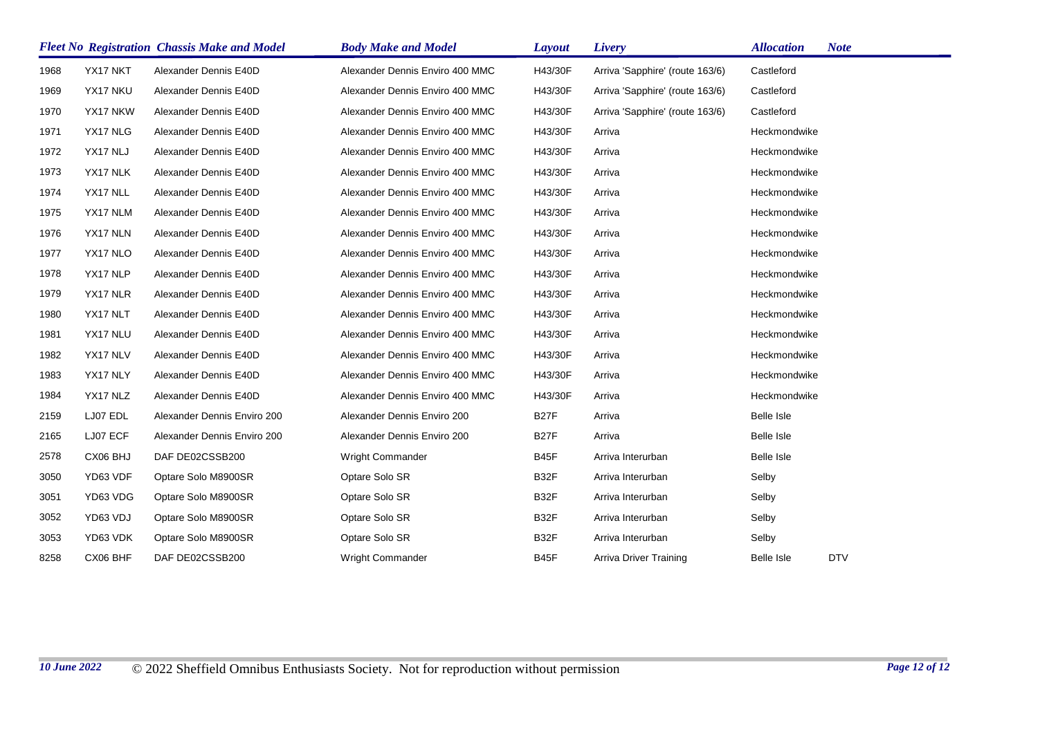| Fleet No | Registration | Chassis Make and Model | Body Make and Model | Layout | Livery | Allocation | Note |
|---|---|---|---|---|---|---|---|
| 1968 | YX17 NKT | Alexander Dennis E40D | Alexander Dennis Enviro 400 MMC | H43/30F | Arriva 'Sapphire' (route 163/6) | Castleford | |
| 1969 | YX17 NKU | Alexander Dennis E40D | Alexander Dennis Enviro 400 MMC | H43/30F | Arriva 'Sapphire' (route 163/6) | Castleford | |
| 1970 | YX17 NKW | Alexander Dennis E40D | Alexander Dennis Enviro 400 MMC | H43/30F | Arriva 'Sapphire' (route 163/6) | Castleford | |
| 1971 | YX17 NLG | Alexander Dennis E40D | Alexander Dennis Enviro 400 MMC | H43/30F | Arriva | Heckmondwike | |
| 1972 | YX17 NLJ | Alexander Dennis E40D | Alexander Dennis Enviro 400 MMC | H43/30F | Arriva | Heckmondwike | |
| 1973 | YX17 NLK | Alexander Dennis E40D | Alexander Dennis Enviro 400 MMC | H43/30F | Arriva | Heckmondwike | |
| 1974 | YX17 NLL | Alexander Dennis E40D | Alexander Dennis Enviro 400 MMC | H43/30F | Arriva | Heckmondwike | |
| 1975 | YX17 NLM | Alexander Dennis E40D | Alexander Dennis Enviro 400 MMC | H43/30F | Arriva | Heckmondwike | |
| 1976 | YX17 NLN | Alexander Dennis E40D | Alexander Dennis Enviro 400 MMC | H43/30F | Arriva | Heckmondwike | |
| 1977 | YX17 NLO | Alexander Dennis E40D | Alexander Dennis Enviro 400 MMC | H43/30F | Arriva | Heckmondwike | |
| 1978 | YX17 NLP | Alexander Dennis E40D | Alexander Dennis Enviro 400 MMC | H43/30F | Arriva | Heckmondwike | |
| 1979 | YX17 NLR | Alexander Dennis E40D | Alexander Dennis Enviro 400 MMC | H43/30F | Arriva | Heckmondwike | |
| 1980 | YX17 NLT | Alexander Dennis E40D | Alexander Dennis Enviro 400 MMC | H43/30F | Arriva | Heckmondwike | |
| 1981 | YX17 NLU | Alexander Dennis E40D | Alexander Dennis Enviro 400 MMC | H43/30F | Arriva | Heckmondwike | |
| 1982 | YX17 NLV | Alexander Dennis E40D | Alexander Dennis Enviro 400 MMC | H43/30F | Arriva | Heckmondwike | |
| 1983 | YX17 NLY | Alexander Dennis E40D | Alexander Dennis Enviro 400 MMC | H43/30F | Arriva | Heckmondwike | |
| 1984 | YX17 NLZ | Alexander Dennis E40D | Alexander Dennis Enviro 400 MMC | H43/30F | Arriva | Heckmondwike | |
| 2159 | LJ07 EDL | Alexander Dennis Enviro 200 | Alexander Dennis Enviro 200 | B27F | Arriva | Belle Isle | |
| 2165 | LJ07 ECF | Alexander Dennis Enviro 200 | Alexander Dennis Enviro 200 | B27F | Arriva | Belle Isle | |
| 2578 | CX06 BHJ | DAF DE02CSSB200 | Wright Commander | B45F | Arriva Interurban | Belle Isle | |
| 3050 | YD63 VDF | Optare Solo M8900SR | Optare Solo SR | B32F | Arriva Interurban | Selby | |
| 3051 | YD63 VDG | Optare Solo M8900SR | Optare Solo SR | B32F | Arriva Interurban | Selby | |
| 3052 | YD63 VDJ | Optare Solo M8900SR | Optare Solo SR | B32F | Arriva Interurban | Selby | |
| 3053 | YD63 VDK | Optare Solo M8900SR | Optare Solo SR | B32F | Arriva Interurban | Selby | |
| 8258 | CX06 BHF | DAF DE02CSSB200 | Wright Commander | B45F | Arriva Driver Training | Belle Isle | DTV |